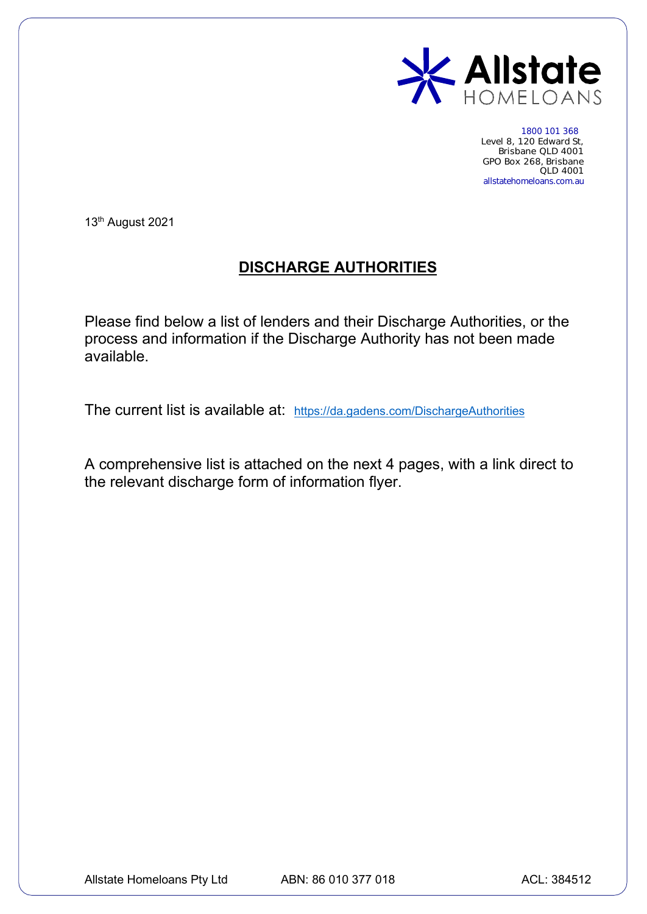Allstate HOMELOANS

1800 101 368
Level 8, 120 Edward St,
Brisbane QLD 4001
GPO Box 268, Brisbane
QLD 4001
allstatehomeloans.com.au

13th August 2021

# DISCHARGE AUTHORITIES

Please find below a list of lenders and their Discharge Authorities, or the process and information if the Discharge Authority has not been made available.

The current list is available at: https://da.gadens.com/DischargeAuthorities

A comprehensive list is attached on the next 4 pages, with a link direct to the relevant discharge form of information flyer.

Allstate Homeloans Pty Ltd ABN: 86 010 377 018 ACL: 384512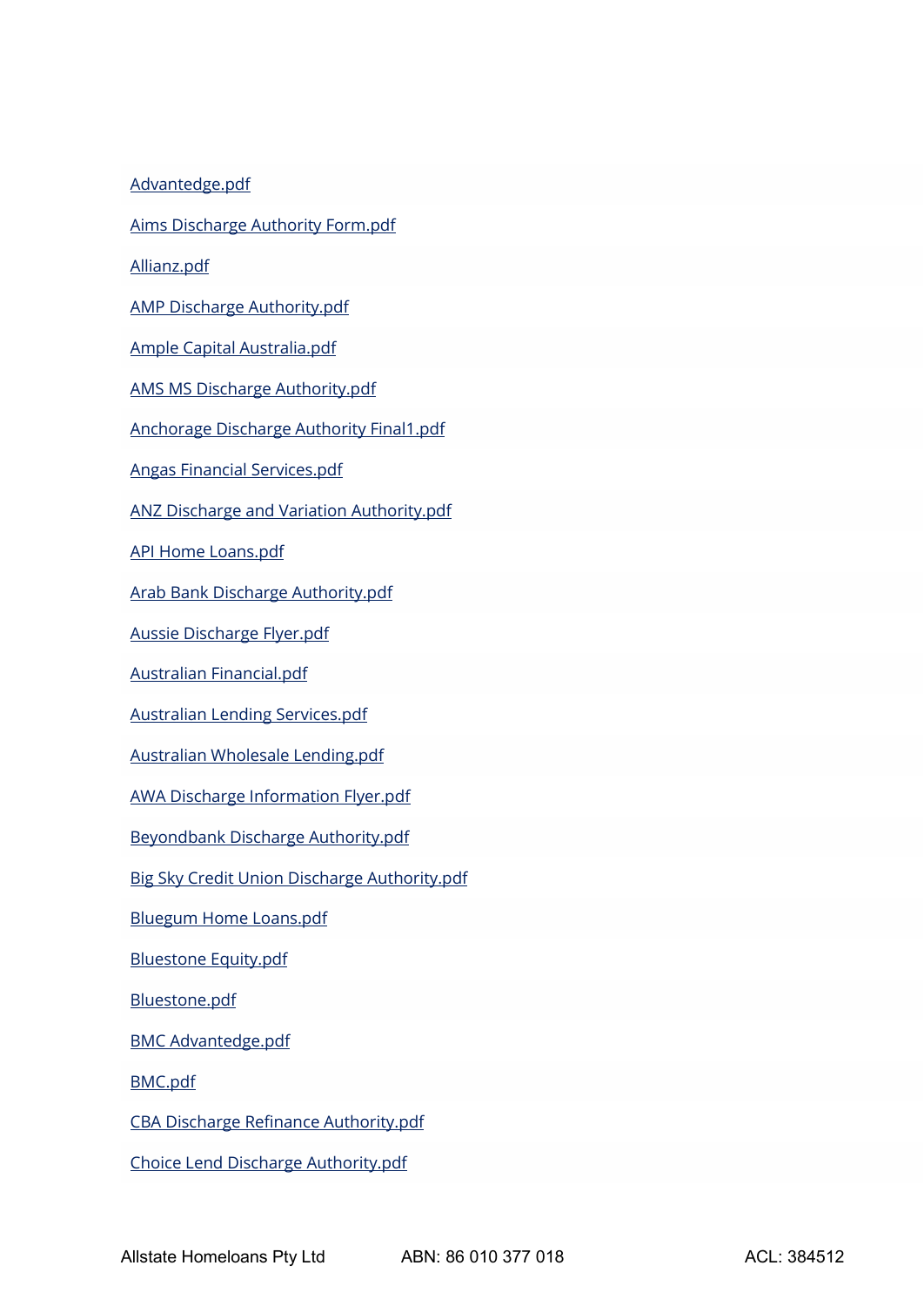Advantedge.pdf

Aims Discharge Authority Form.pdf

Allianz.pdf

AMP Discharge Authority.pdf

Ample Capital Australia.pdf

AMS MS Discharge Authority.pdf

Anchorage Discharge Authority Final1.pdf

Angas Financial Services.pdf

ANZ Discharge and Variation Authority.pdf

API Home Loans.pdf

Arab Bank Discharge Authority.pdf

Aussie Discharge Flyer.pdf

Australian Financial.pdf

Australian Lending Services.pdf

Australian Wholesale Lending.pdf

AWA Discharge Information Flyer.pdf

Beyondbank Discharge Authority.pdf

Big Sky Credit Union Discharge Authority.pdf

Bluegum Home Loans.pdf

Bluestone Equity.pdf

Bluestone.pdf

BMC Advantedge.pdf

BMC.pdf

CBA Discharge Refinance Authority.pdf

Choice Lend Discharge Authority.pdf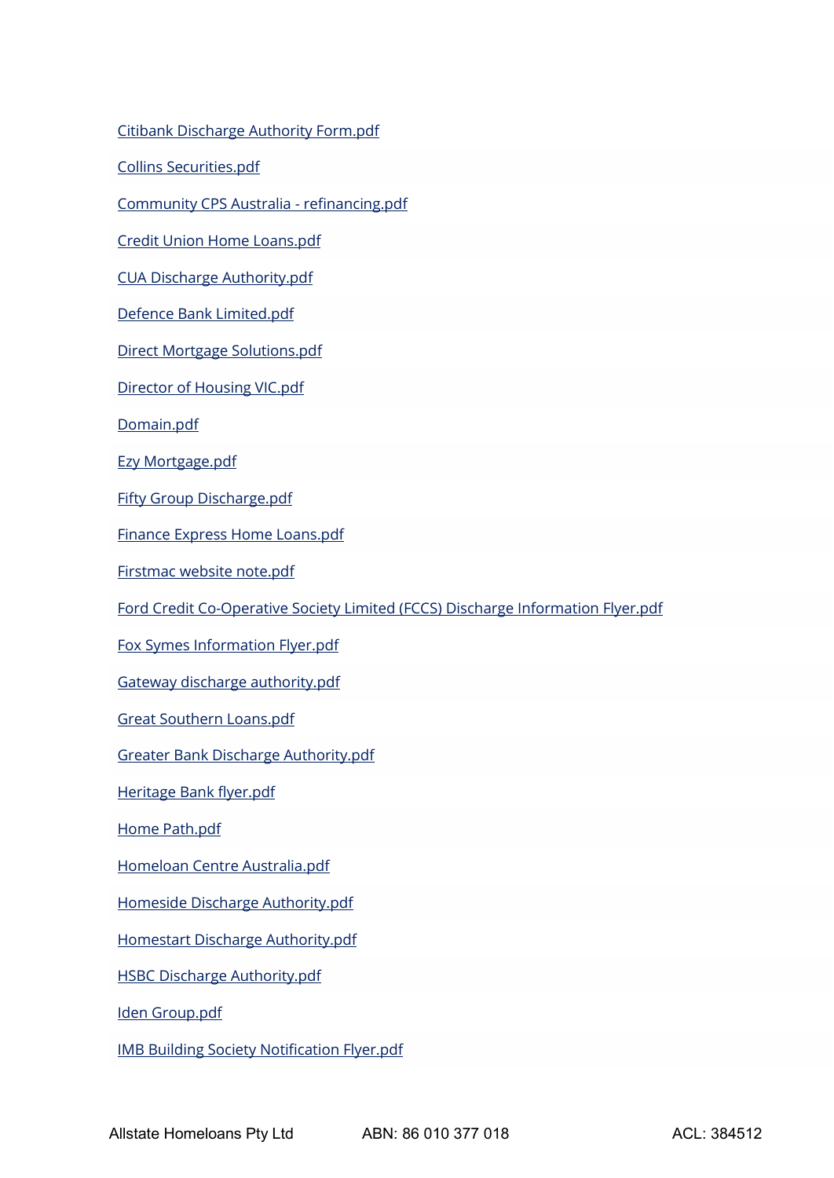Citibank Discharge Authority Form.pdf

Collins Securities.pdf

Community CPS Australia - refinancing.pdf

Credit Union Home Loans.pdf

CUA Discharge Authority.pdf

Defence Bank Limited.pdf

Direct Mortgage Solutions.pdf

Director of Housing VIC.pdf

Domain.pdf

Ezy Mortgage.pdf

Fifty Group Discharge.pdf

Finance Express Home Loans.pdf

Firstmac website note.pdf

Ford Credit Co-Operative Society Limited (FCCS) Discharge Information Flyer.pdf

Fox Symes Information Flyer.pdf

Gateway discharge authority.pdf

Great Southern Loans.pdf

Greater Bank Discharge Authority.pdf

Heritage Bank flyer.pdf

Home Path.pdf

Homeloan Centre Australia.pdf

Homeside Discharge Authority.pdf

Homestart Discharge Authority.pdf

HSBC Discharge Authority.pdf

Iden Group.pdf

IMB Building Society Notification Flyer.pdf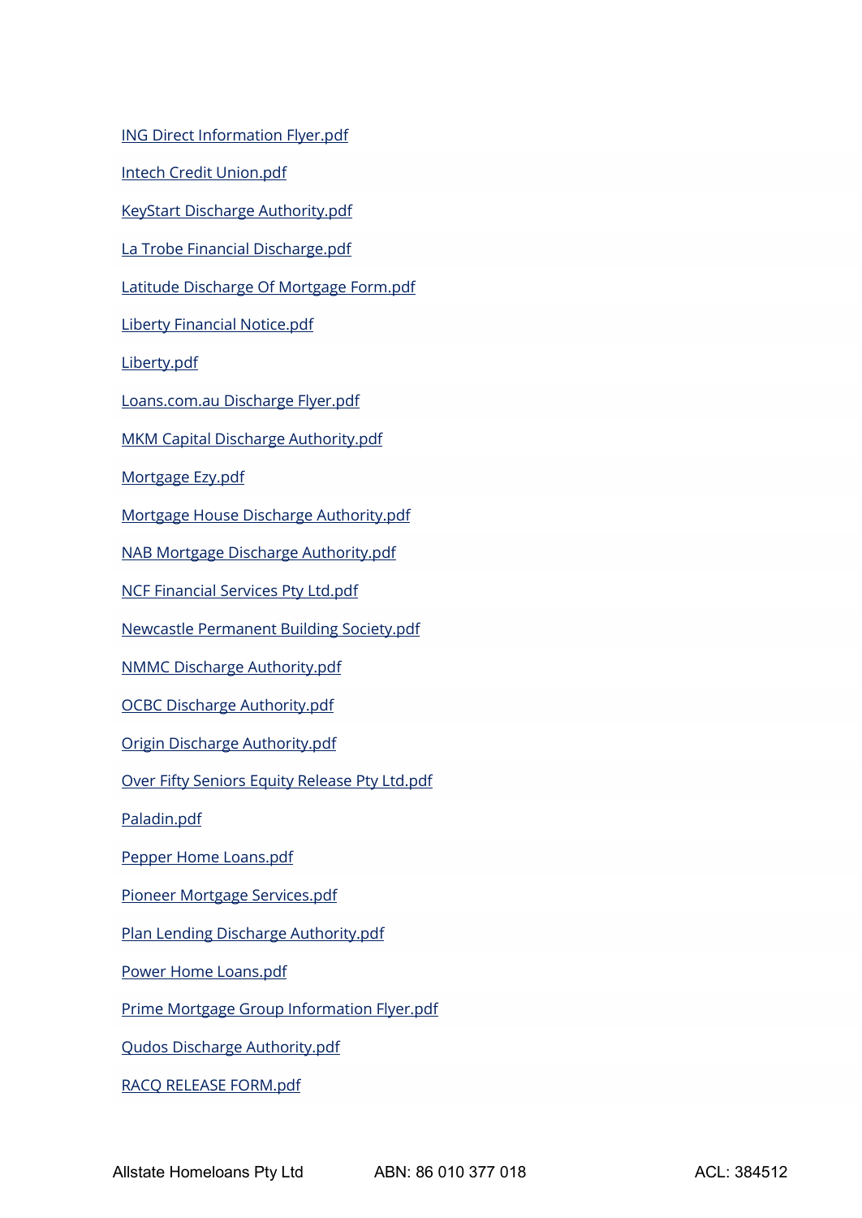ING Direct Information Flyer.pdf

Intech Credit Union.pdf

KeyStart Discharge Authority.pdf

La Trobe Financial Discharge.pdf

Latitude Discharge Of Mortgage Form.pdf

Liberty Financial Notice.pdf

Liberty.pdf

Loans.com.au Discharge Flyer.pdf

MKM Capital Discharge Authority.pdf

Mortgage Ezy.pdf

Mortgage House Discharge Authority.pdf

NAB Mortgage Discharge Authority.pdf

NCF Financial Services Pty Ltd.pdf

Newcastle Permanent Building Society.pdf

NMMC Discharge Authority.pdf

OCBC Discharge Authority.pdf

Origin Discharge Authority.pdf

Over Fifty Seniors Equity Release Pty Ltd.pdf

Paladin.pdf

Pepper Home Loans.pdf

Pioneer Mortgage Services.pdf

Plan Lending Discharge Authority.pdf

Power Home Loans.pdf

Prime Mortgage Group Information Flyer.pdf

Qudos Discharge Authority.pdf

RACQ RELEASE FORM.pdf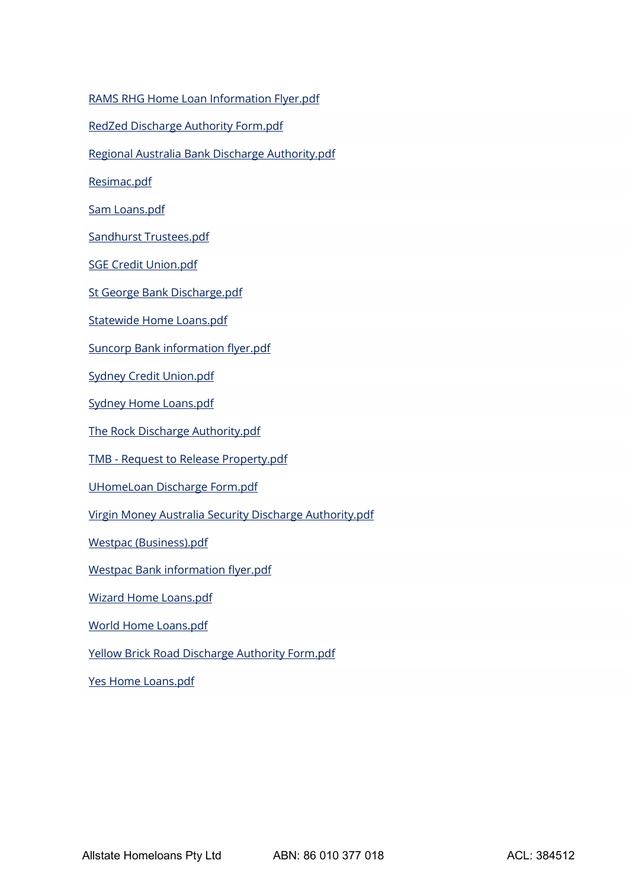RAMS RHG Home Loan Information Flyer.pdf

RedZed Discharge Authority Form.pdf

Regional Australia Bank Discharge Authority.pdf

Resimac.pdf

Sam Loans.pdf

Sandhurst Trustees.pdf

SGE Credit Union.pdf

St George Bank Discharge.pdf

Statewide Home Loans.pdf

Suncorp Bank information flyer.pdf

Sydney Credit Union.pdf

Sydney Home Loans.pdf

The Rock Discharge Authority.pdf

TMB - Request to Release Property.pdf

UHomeLoan Discharge Form.pdf

Virgin Money Australia Security Discharge Authority.pdf

Westpac (Business).pdf

Westpac Bank information flyer.pdf

Wizard Home Loans.pdf

World Home Loans.pdf

Yellow Brick Road Discharge Authority Form.pdf

Yes Home Loans.pdf